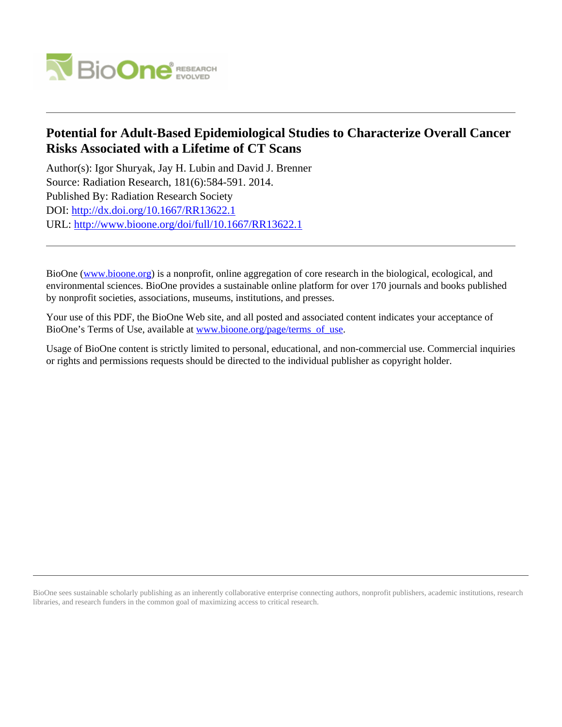# Potential for Adult-Based Epidemiological Studies to Characterize Overall Cancer Risks Associated with a Lifetime of CT Scans

Author(s): Igor Shuryak, Jay H. Lubin and David J. Brenner
Source: Radiation Research, 181(6):584-591. 2014.
Published By: Radiation Research Society
DOI: http://dx.doi.org/10.1667/RR13622.1
URL: http://www.bioone.org/doi/full/10.1667/RR13622.1

---

BioOne (www.bioone.org) is a nonprofit, online aggregation of core research in the biological, ecological, and environmental sciences. BioOne provides a sustainable online platform for over 170 journals and books published by nonprofit societies, associations, museums, institutions, and presses.

Your use of this PDF, the BioOne Web site, and all posted and associated content indicates your acceptance of BioOne's Terms of Use, available at www.bioone.org/page/terms_of_use.

Usage of BioOne content is strictly limited to personal, educational, and non-commercial use. Commercial inquiries or rights and permissions requests should be directed to the individual publisher as copyright holder.

---

BioOne sees sustainable scholarly publishing as an inherently collaborative enterprise connecting authors, nonprofit publishers, academic institutions, research libraries, and research funders in the common goal of maximizing access to critical research.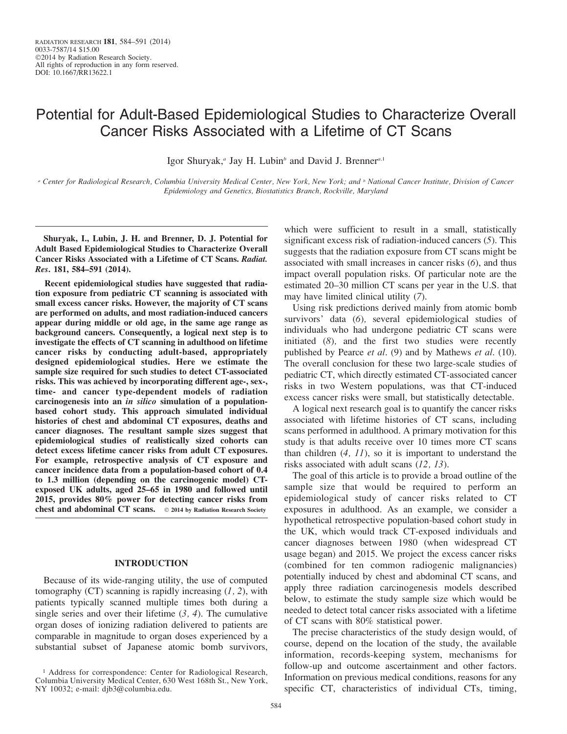# Potential for Adult-Based Epidemiological Studies to Characterize Overall Cancer Risks Associated with a Lifetime of CT Scans

Igor Shuryak,[a] Jay H. Lubin[b] and David J. Brenner[a,1]

[a] Center for Radiological Research, Columbia University Medical Center, New York, New York; and [b] National Cancer Institute, Division of Cancer Epidemiology and Genetics, Biostatistics Branch, Rockville, Maryland

**Shuryak, I., Lubin, J. H. and Brenner, D. J. Potential for Adult Based Epidemiological Studies to Characterize Overall Cancer Risks Associated with a Lifetime of CT Scans. *Radiat. Res.* 181, 584–591 (2014).**

**Recent epidemiological studies have suggested that radiation exposure from pediatric CT scanning is associated with small excess cancer risks. However, the majority of CT scans are performed on adults, and most radiation-induced cancers appear during middle or old age, in the same age range as background cancers. Consequently, a logical next step is to investigate the effects of CT scanning in adulthood on lifetime cancer risks by conducting adult-based, appropriately designed epidemiological studies. Here we estimate the sample size required for such studies to detect CT-associated risks. This was achieved by incorporating different age-, sex-, time- and cancer type-dependent models of radiation carcinogenesis into an *in silico* simulation of a population-based cohort study. This approach simulated individual histories of chest and abdominal CT exposures, deaths and cancer diagnoses. The resultant sample sizes suggest that epidemiological studies of realistically sized cohorts can detect excess lifetime cancer risks from adult CT exposures. For example, retrospective analysis of CT exposure and cancer incidence data from a population-based cohort of 0.4 to 1.3 million (depending on the carcinogenic model) CT-exposed UK adults, aged 25–65 in 1980 and followed until 2015, provides 80% power for detecting cancer risks from chest and abdominal CT scans.** © 2014 by Radiation Research Society

## INTRODUCTION

Because of its wide-ranging utility, the use of computed tomography (CT) scanning is rapidly increasing (*1, 2*), with patients typically scanned multiple times both during a single series and over their lifetime (*3, 4*). The cumulative organ doses of ionizing radiation delivered to patients are comparable in magnitude to organ doses experienced by a substantial subset of Japanese atomic bomb survivors, which were sufficient to result in a small, statistically significant excess risk of radiation-induced cancers (*5*). This suggests that the radiation exposure from CT scans might be associated with small increases in cancer risks (*6*), and thus impact overall population risks. Of particular note are the estimated 20–30 million CT scans per year in the U.S. that may have limited clinical utility (*7*).

Using risk predictions derived mainly from atomic bomb survivors' data (*6*), several epidemiological studies of individuals who had undergone pediatric CT scans were initiated (*8*), and the first two studies were recently published by Pearce *et al*. (9) and by Mathews *et al*. (10). The overall conclusion for these two large-scale studies of pediatric CT, which directly estimated CT-associated cancer risks in two Western populations, was that CT-induced excess cancer risks were small, but statistically detectable.

A logical next research goal is to quantify the cancer risks associated with lifetime histories of CT scans, including scans performed in adulthood. A primary motivation for this study is that adults receive over 10 times more CT scans than children (*4, 11*), so it is important to understand the risks associated with adult scans (*12, 13*).

The goal of this article is to provide a broad outline of the sample size that would be required to perform an epidemiological study of cancer risks related to CT exposures in adulthood. As an example, we consider a hypothetical retrospective population-based cohort study in the UK, which would track CT-exposed individuals and cancer diagnoses between 1980 (when widespread CT usage began) and 2015. We project the excess cancer risks (combined for ten common radiogenic malignancies) potentially induced by chest and abdominal CT scans, and apply three radiation carcinogenesis models described below, to estimate the study sample size which would be needed to detect total cancer risks associated with a lifetime of CT scans with 80% statistical power.

The precise characteristics of the study design would, of course, depend on the location of the study, the available information, records-keeping system, mechanisms for follow-up and outcome ascertainment and other factors. Information on previous medical conditions, reasons for any specific CT, characteristics of individual CTs, timing,

[1] Address for correspondence: Center for Radiological Research, Columbia University Medical Center, 630 West 168th St., New York, NY 10032; e-mail: djb3@columbia.edu.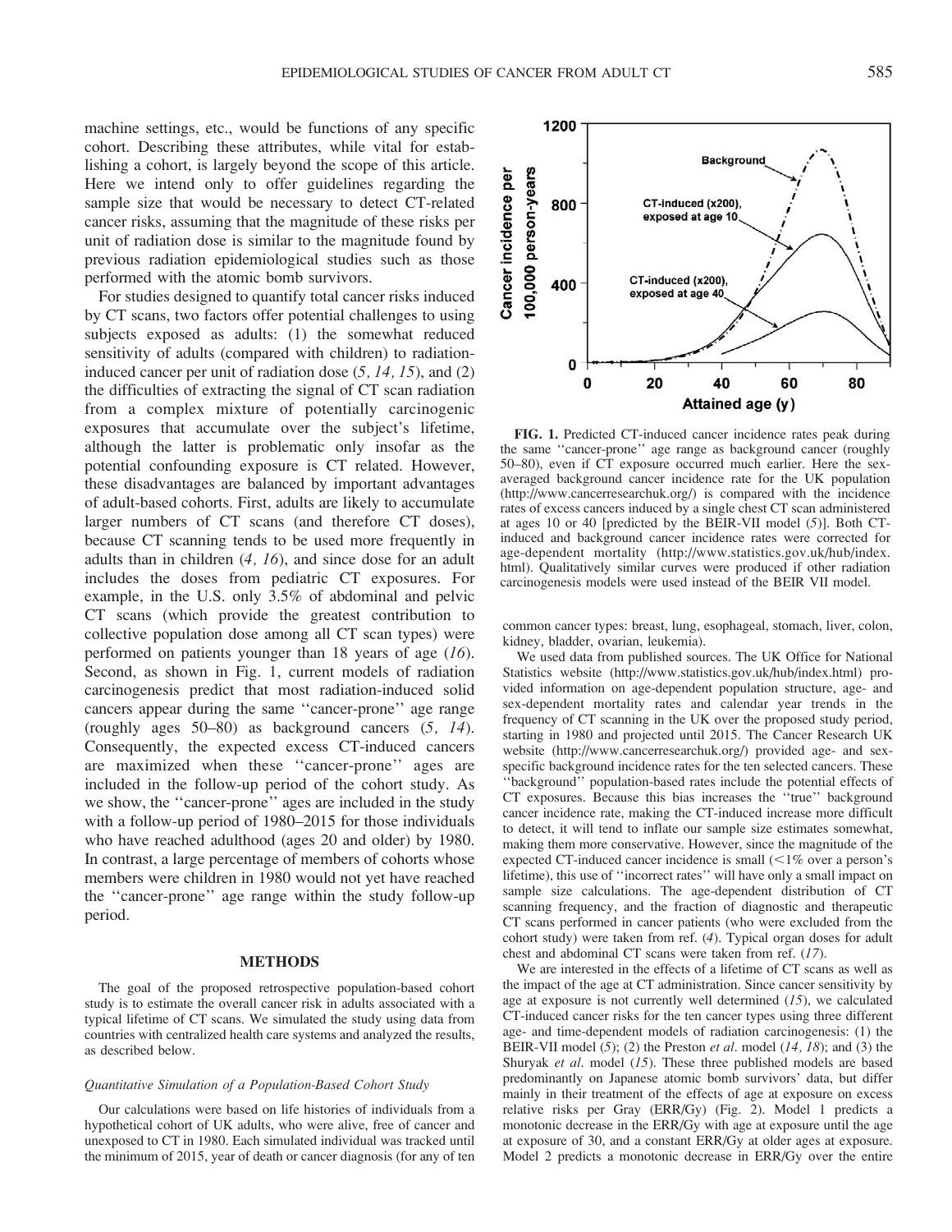machine settings, etc., would be functions of any specific cohort. Describing these attributes, while vital for establishing a cohort, is largely beyond the scope of this article. Here we intend only to offer guidelines regarding the sample size that would be necessary to detect CT-related cancer risks, assuming that the magnitude of these risks per unit of radiation dose is similar to the magnitude found by previous radiation epidemiological studies such as those performed with the atomic bomb survivors.

For studies designed to quantify total cancer risks induced by CT scans, two factors offer potential challenges to using subjects exposed as adults: (1) the somewhat reduced sensitivity of adults (compared with children) to radiation-induced cancer per unit of radiation dose (*5, 14, 15*), and (2) the difficulties of extracting the signal of CT scan radiation from a complex mixture of potentially carcinogenic exposures that accumulate over the subject's lifetime, although the latter is problematic only insofar as the potential confounding exposure is CT related. However, these disadvantages are balanced by important advantages of adult-based cohorts. First, adults are likely to accumulate larger numbers of CT scans (and therefore CT doses), because CT scanning tends to be used more frequently in adults than in children (*4, 16*), and since dose for an adult includes the doses from pediatric CT exposures. For example, in the U.S. only 3.5% of abdominal and pelvic CT scans (which provide the greatest contribution to collective population dose among all CT scan types) were performed on patients younger than 18 years of age (*16*). Second, as shown in Fig. 1, current models of radiation carcinogenesis predict that most radiation-induced solid cancers appear during the same ''cancer-prone'' age range (roughly ages 50–80) as background cancers (*5, 14*). Consequently, the expected excess CT-induced cancers are maximized when these ''cancer-prone'' ages are included in the follow-up period of the cohort study. As we show, the ''cancer-prone'' ages are included in the study with a follow-up period of 1980–2015 for those individuals who have reached adulthood (ages 20 and older) by 1980. In contrast, a large percentage of members of cohorts whose members were children in 1980 would not yet have reached the ''cancer-prone'' age range within the study follow-up period.

## METHODS

The goal of the proposed retrospective population-based cohort study is to estimate the overall cancer risk in adults associated with a typical lifetime of CT scans. We simulated the study using data from countries with centralized health care systems and analyzed the results, as described below.

### *Quantitative Simulation of a Population-Based Cohort Study*

Our calculations were based on life histories of individuals from a hypothetical cohort of UK adults, who were alive, free of cancer and unexposed to CT in 1980. Each simulated individual was tracked until the minimum of 2015, year of death or cancer diagnosis (for any of ten common cancer types: breast, lung, esophageal, stomach, liver, colon, kidney, bladder, ovarian, leukemia).

Cancer incidence per 100,000 person-years

1200

800

400

0

0 20 40 60 80

Attained age (y)

Background

CT-induced (x200), exposed at age 10

CT-induced (x200), exposed at age 40

**FIG. 1.** Predicted CT-induced cancer incidence rates peak during the same ''cancer-prone'' age range as background cancer (roughly 50–80), even if CT exposure occurred much earlier. Here the sex-averaged background cancer incidence rate for the UK population (http://www.cancerresearchuk.org/) is compared with the incidence rates of excess cancers induced by a single chest CT scan administered at ages 10 or 40 [predicted by the BEIR-VII model (*5*)]. Both CT-induced and background cancer incidence rates were corrected for age-dependent mortality (http://www.statistics.gov.uk/hub/index.html). Qualitatively similar curves were produced if other radiation carcinogenesis models were used instead of the BEIR VII model.

We used data from published sources. The UK Office for National Statistics website (http://www.statistics.gov.uk/hub/index.html) provided information on age-dependent population structure, age- and sex-dependent mortality rates and calendar year trends in the frequency of CT scanning in the UK over the proposed study period, starting in 1980 and projected until 2015. The Cancer Research UK website (http://www.cancerresearchuk.org/) provided age- and sex-specific background incidence rates for the ten selected cancers. These ''background'' population-based rates include the potential effects of CT exposures. Because this bias increases the ''true'' background cancer incidence rate, making the CT-induced increase more difficult to detect, it will tend to inflate our sample size estimates somewhat, making them more conservative. However, since the magnitude of the expected CT-induced cancer incidence is small (<1% over a person's lifetime), this use of ''incorrect rates'' will have only a small impact on sample size calculations. The age-dependent distribution of CT scanning frequency, and the fraction of diagnostic and therapeutic CT scans performed in cancer patients (who were excluded from the cohort study) were taken from ref. (*4*). Typical organ doses for adult chest and abdominal CT scans were taken from ref. (*17*).

We are interested in the effects of a lifetime of CT scans as well as the impact of the age at CT administration. Since cancer sensitivity by age at exposure is not currently well determined (*15*), we calculated CT-induced cancer risks for the ten cancer types using three different age- and time-dependent models of radiation carcinogenesis: (1) the BEIR-VII model (*5*); (2) the Preston *et al*. model (*14, 18*); and (3) the Shuryak *et al*. model (*15*). These three published models are based predominantly on Japanese atomic bomb survivors' data, but differ mainly in their treatment of the effects of age at exposure on excess relative risks per Gray (ERR/Gy) (Fig. 2). Model 1 predicts a monotonic decrease in the ERR/Gy with age at exposure until the age at exposure of 30, and a constant ERR/Gy at older ages at exposure. Model 2 predicts a monotonic decrease in ERR/Gy over the entire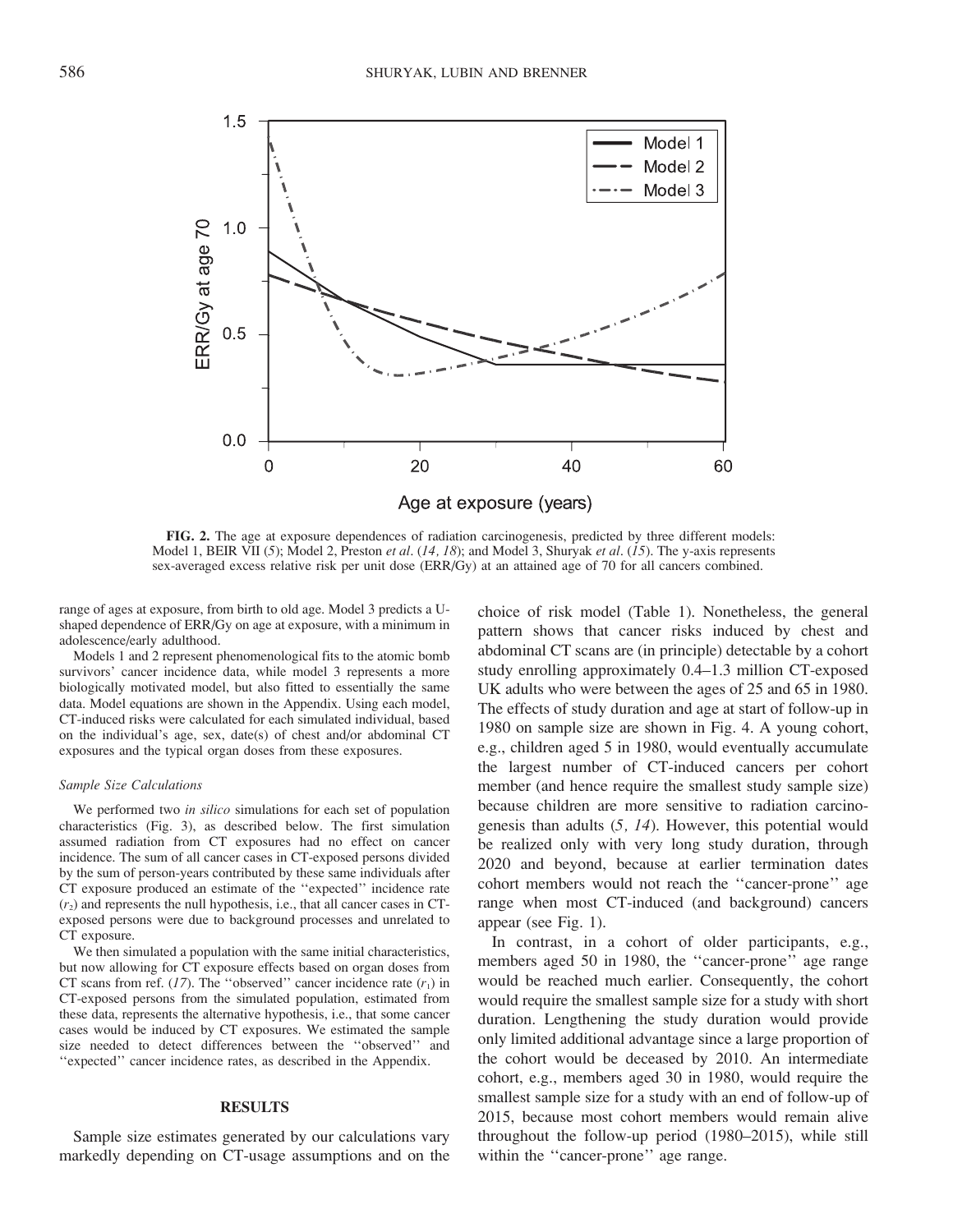1.5

1.0

0.5

0.0

ERR/Gy at age 70

0 20 40 60

Age at exposure (years)

Model 1

Model 2

Model 3

**FIG. 2.** The age at exposure dependences of radiation carcinogenesis, predicted by three different models: Model 1, BEIR VII (5); Model 2, Preston *et al*. (14, 18); and Model 3, Shuryak *et al*. (15). The y-axis represents sex-averaged excess relative risk per unit dose (ERR/Gy) at an attained age of 70 for all cancers combined.

range of ages at exposure, from birth to old age. Model 3 predicts a U-shaped dependence of ERR/Gy on age at exposure, with a minimum in adolescence/early adulthood.

Models 1 and 2 represent phenomenological fits to the atomic bomb survivors' cancer incidence data, while model 3 represents a more biologically motivated model, but also fitted to essentially the same data. Model equations are shown in the Appendix. Using each model, CT-induced risks were calculated for each simulated individual, based on the individual's age, sex, date(s) of chest and/or abdominal CT exposures and the typical organ doses from these exposures.

### *Sample Size Calculations*

We performed two *in silico* simulations for each set of population characteristics (Fig. 3), as described below. The first simulation assumed radiation from CT exposures had no effect on cancer incidence. The sum of all cancer cases in CT-exposed persons divided by the sum of person-years contributed by these same individuals after CT exposure produced an estimate of the "expected" incidence rate ($r_2$) and represents the null hypothesis, i.e., that all cancer cases in CT-exposed persons were due to background processes and unrelated to CT exposure.

We then simulated a population with the same initial characteristics, but now allowing for CT exposure effects based on organ doses from CT scans from ref. (17). The "observed" cancer incidence rate ($r_1$) in CT-exposed persons from the simulated population, estimated from these data, represents the alternative hypothesis, i.e., that some cancer cases would be induced by CT exposures. We estimated the sample size needed to detect differences between the "observed" and "expected" cancer incidence rates, as described in the Appendix.

## RESULTS

Sample size estimates generated by our calculations vary markedly depending on CT-usage assumptions and on the choice of risk model (Table 1). Nonetheless, the general pattern shows that cancer risks induced by chest and abdominal CT scans are (in principle) detectable by a cohort study enrolling approximately 0.4–1.3 million CT-exposed UK adults who were between the ages of 25 and 65 in 1980. The effects of study duration and age at start of follow-up in 1980 on sample size are shown in Fig. 4. A young cohort, e.g., children aged 5 in 1980, would eventually accumulate the largest number of CT-induced cancers per cohort member (and hence require the smallest study sample size) because children are more sensitive to radiation carcinogenesis than adults (5, 14). However, this potential would be realized only with very long study duration, through 2020 and beyond, because at earlier termination dates cohort members would not reach the "cancer-prone" age range when most CT-induced (and background) cancers appear (see Fig. 1).

In contrast, in a cohort of older participants, e.g., members aged 50 in 1980, the "cancer-prone" age range would be reached much earlier. Consequently, the cohort would require the smallest sample size for a study with short duration. Lengthening the study duration would provide only limited additional advantage since a large proportion of the cohort would be deceased by 2010. An intermediate cohort, e.g., members aged 30 in 1980, would require the smallest sample size for a study with an end of follow-up of 2015, because most cohort members would remain alive throughout the follow-up period (1980–2015), while still within the "cancer-prone" age range.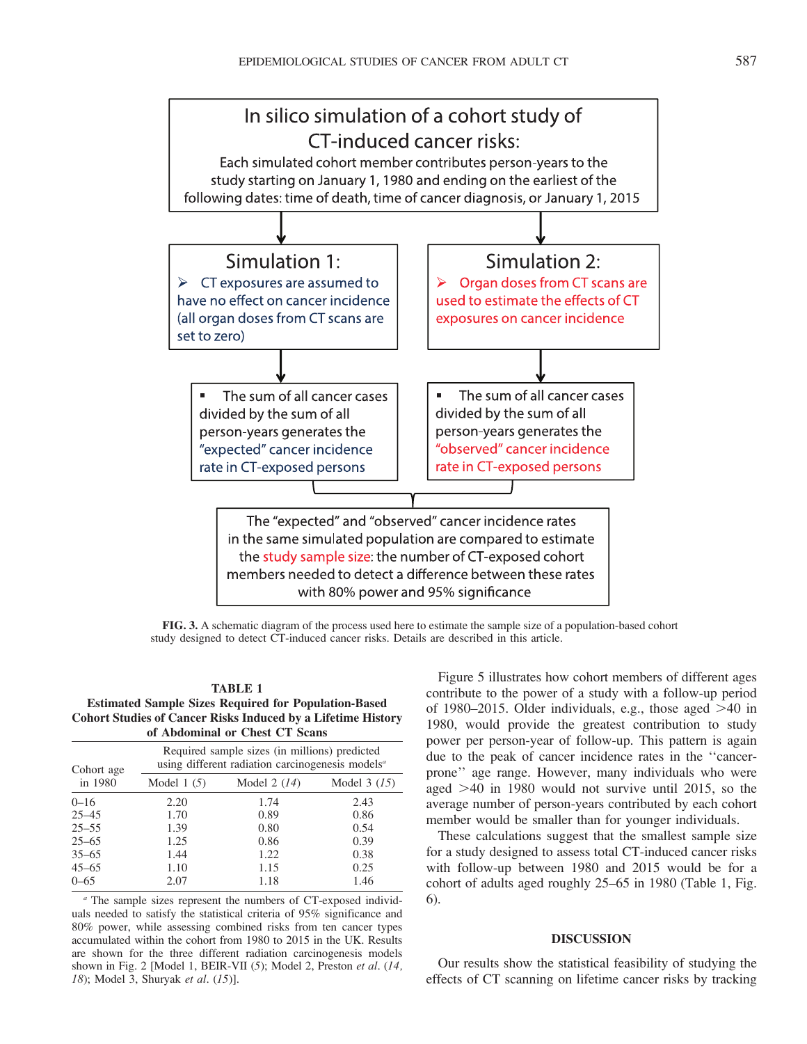In silico simulation of a cohort study of CT-induced cancer risks:
Each simulated cohort member contributes person-years to the study starting on January 1, 1980 and ending on the earliest of the following dates: time of death, time of cancer diagnosis, or January 1, 2015

Simulation 1:
➢ CT exposures are assumed to have no effect on cancer incidence (all organ doses from CT scans are set to zero)

Simulation 2:
➢ Organ doses from CT scans are used to estimate the effects of CT exposures on cancer incidence

▪ The sum of all cancer cases divided by the sum of all person-years generates the "expected" cancer incidence rate in CT-exposed persons

▪ The sum of all cancer cases divided by the sum of all person-years generates the "observed" cancer incidence rate in CT-exposed persons

The "expected" and "observed" cancer incidence rates in the same simulated population are compared to estimate the study sample size: the number of CT-exposed cohort members needed to detect a difference between these rates with 80% power and 95% significance

**FIG. 3.** A schematic diagram of the process used here to estimate the sample size of a population-based cohort study designed to detect CT-induced cancer risks. Details are described in this article.

**TABLE 1**
**Estimated Sample Sizes Required for Population-Based Cohort Studies of Cancer Risks Induced by a Lifetime History of Abdominal or Chest CT Scans**

| Cohort age in 1980 | Required sample sizes (in millions) predicted using different radiation carcinogenesis models[a] | | |
|---|---|---|---|
| | Model 1 (*5*) | Model 2 (*14*) | Model 3 (*15*) |
| 0–16 | 2.20 | 1.74 | 2.43 |
| 25–45 | 1.70 | 0.89 | 0.86 |
| 25–55 | 1.39 | 0.80 | 0.54 |
| 25–65 | 1.25 | 0.86 | 0.39 |
| 35–65 | 1.44 | 1.22 | 0.38 |
| 45–65 | 1.10 | 1.15 | 0.25 |
| 0–65 | 2.07 | 1.18 | 1.46 |

[a] The sample sizes represent the numbers of CT-exposed individuals needed to satisfy the statistical criteria of 95% significance and 80% power, while assessing combined risks from ten cancer types accumulated within the cohort from 1980 to 2015 in the UK. Results are shown for the three different radiation carcinogenesis models shown in Fig. 2 [Model 1, BEIR-VII (*5*); Model 2, Preston *et al.* (*14*, *18*); Model 3, Shuryak *et al.* (*15*)].

Figure 5 illustrates how cohort members of different ages contribute to the power of a study with a follow-up period of 1980–2015. Older individuals, e.g., those aged >40 in 1980, would provide the greatest contribution to study power per person-year of follow-up. This pattern is again due to the peak of cancer incidence rates in the ''cancer-prone'' age range. However, many individuals who were aged >40 in 1980 would not survive until 2015, so the average number of person-years contributed by each cohort member would be smaller than for younger individuals.

These calculations suggest that the smallest sample size for a study designed to assess total CT-induced cancer risks with follow-up between 1980 and 2015 would be for a cohort of adults aged roughly 25–65 in 1980 (Table 1, Fig. 6).

## DISCUSSION

Our results show the statistical feasibility of studying the effects of CT scanning on lifetime cancer risks by tracking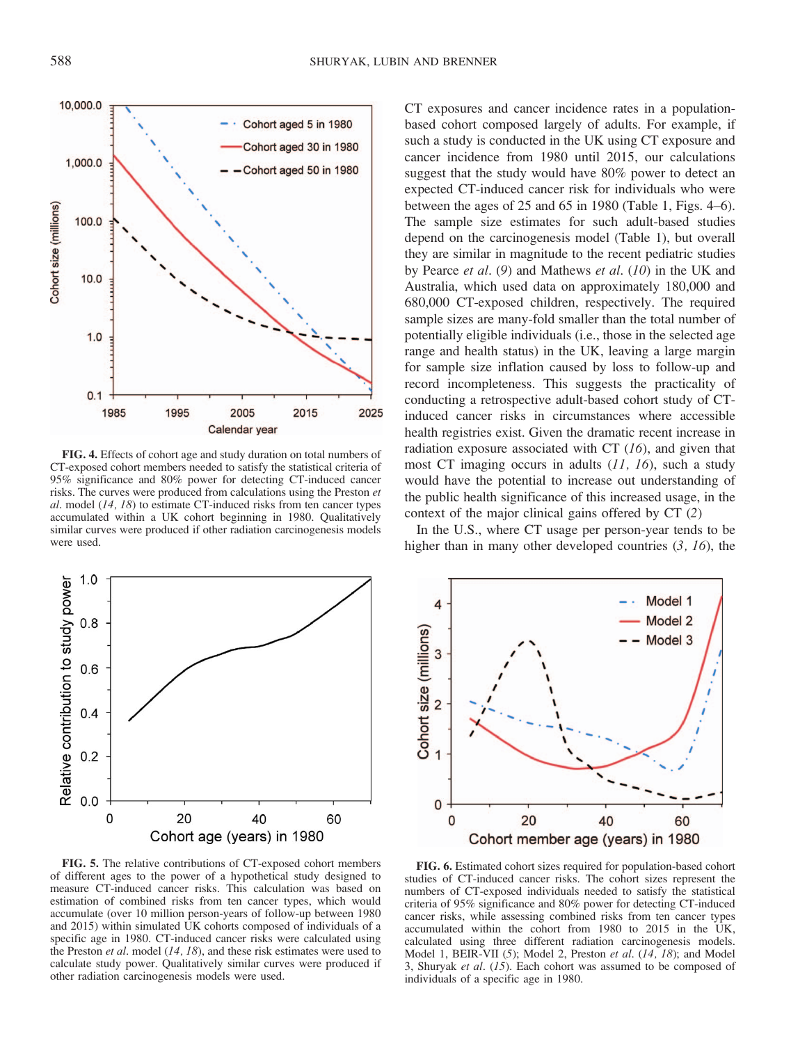10,000.0
1,000.0
100.0
10.0
1.0
0.1
Cohort size (millions)
1985 1995 2005 2015 2025
Calendar year
Cohort aged 5 in 1980
Cohort aged 30 in 1980
Cohort aged 50 in 1980

**FIG. 4.** Effects of cohort age and study duration on total numbers of CT-exposed cohort members needed to satisfy the statistical criteria of 95% significance and 80% power for detecting CT-induced cancer risks. The curves were produced from calculations using the Preston *et al*. model (*14, 18*) to estimate CT-induced risks from ten cancer types accumulated within a UK cohort beginning in 1980. Qualitatively similar curves were produced if other radiation carcinogenesis models were used.

Relative contribution to study power
1.0
0.8
0.6
0.4
0.2
0.0
0 20 40 60
Cohort age (years) in 1980

**FIG. 5.** The relative contributions of CT-exposed cohort members of different ages to the power of a hypothetical study designed to measure CT-induced cancer risks. This calculation was based on estimation of combined risks from ten cancer types, which would accumulate (over 10 million person-years of follow-up between 1980 and 2015) within simulated UK cohorts composed of individuals of a specific age in 1980. CT-induced cancer risks were calculated using the Preston *et al*. model (*14, 18*), and these risk estimates were used to calculate study power. Qualitatively similar curves were produced if other radiation carcinogenesis models were used.

CT exposures and cancer incidence rates in a population-based cohort composed largely of adults. For example, if such a study is conducted in the UK using CT exposure and cancer incidence from 1980 until 2015, our calculations suggest that the study would have 80% power to detect an expected CT-induced cancer risk for individuals who were between the ages of 25 and 65 in 1980 (Table 1, Figs. 4–6). The sample size estimates for such adult-based studies depend on the carcinogenesis model (Table 1), but overall they are similar in magnitude to the recent pediatric studies by Pearce *et al*. (*9*) and Mathews *et al*. (*10*) in the UK and Australia, which used data on approximately 180,000 and 680,000 CT-exposed children, respectively. The required sample sizes are many-fold smaller than the total number of potentially eligible individuals (i.e., those in the selected age range and health status) in the UK, leaving a large margin for sample size inflation caused by loss to follow-up and record incompleteness. This suggests the practicality of conducting a retrospective adult-based cohort study of CT-induced cancer risks in circumstances where accessible health registries exist. Given the dramatic recent increase in radiation exposure associated with CT (*16*), and given that most CT imaging occurs in adults (*11, 16*), such a study would have the potential to increase out understanding of the public health significance of this increased usage, in the context of the major clinical gains offered by CT (*2*)

In the U.S., where CT usage per person-year tends to be higher than in many other developed countries (*3, 16*), the

Cohort size (millions)
4
3
2
1
0
0 20 40 60
Cohort member age (years) in 1980
Model 1
Model 2
Model 3

**FIG. 6.** Estimated cohort sizes required for population-based cohort studies of CT-induced cancer risks. The cohort sizes represent the numbers of CT-exposed individuals needed to satisfy the statistical criteria of 95% significance and 80% power for detecting CT-induced cancer risks, while assessing combined risks from ten cancer types accumulated within the cohort from 1980 to 2015 in the UK, calculated using three different radiation carcinogenesis models. Model 1, BEIR-VII (*5*); Model 2, Preston *et al*. (*14, 18*); and Model 3, Shuryak *et al*. (*15*). Each cohort was assumed to be composed of individuals of a specific age in 1980.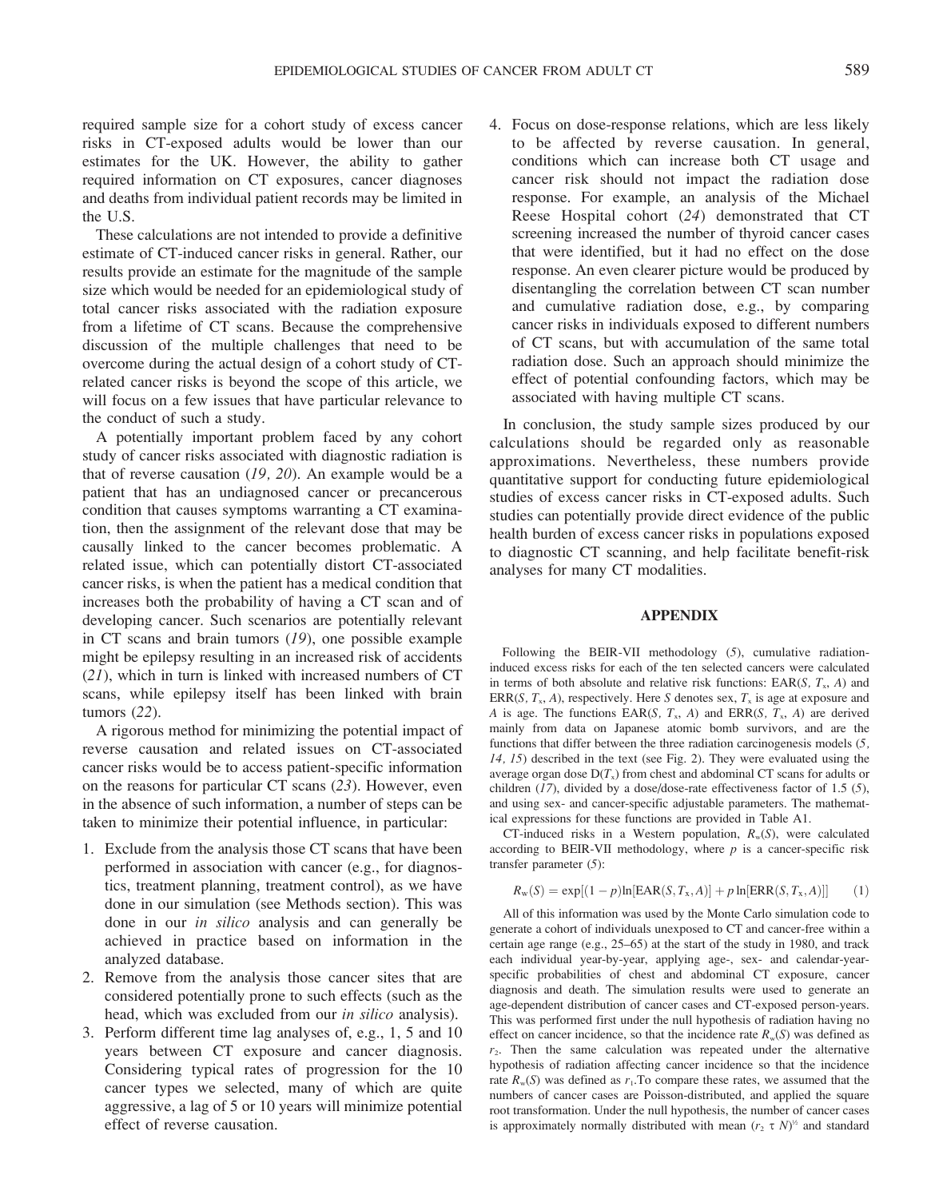required sample size for a cohort study of excess cancer risks in CT-exposed adults would be lower than our estimates for the UK. However, the ability to gather required information on CT exposures, cancer diagnoses and deaths from individual patient records may be limited in the U.S.

These calculations are not intended to provide a definitive estimate of CT-induced cancer risks in general. Rather, our results provide an estimate for the magnitude of the sample size which would be needed for an epidemiological study of total cancer risks associated with the radiation exposure from a lifetime of CT scans. Because the comprehensive discussion of the multiple challenges that need to be overcome during the actual design of a cohort study of CT-related cancer risks is beyond the scope of this article, we will focus on a few issues that have particular relevance to the conduct of such a study.

A potentially important problem faced by any cohort study of cancer risks associated with diagnostic radiation is that of reverse causation (*19, 20*). An example would be a patient that has an undiagnosed cancer or precancerous condition that causes symptoms warranting a CT examination, then the assignment of the relevant dose that may be causally linked to the cancer becomes problematic. A related issue, which can potentially distort CT-associated cancer risks, is when the patient has a medical condition that increases both the probability of having a CT scan and of developing cancer. Such scenarios are potentially relevant in CT scans and brain tumors (*19*), one possible example might be epilepsy resulting in an increased risk of accidents (*21*), which in turn is linked with increased numbers of CT scans, while epilepsy itself has been linked with brain tumors (*22*).

A rigorous method for minimizing the potential impact of reverse causation and related issues on CT-associated cancer risks would be to access patient-specific information on the reasons for particular CT scans (*23*). However, even in the absence of such information, a number of steps can be taken to minimize their potential influence, in particular:

1. Exclude from the analysis those CT scans that have been performed in association with cancer (e.g., for diagnostics, treatment planning, treatment control), as we have done in our simulation (see Methods section). This was done in our *in silico* analysis and can generally be achieved in practice based on information in the analyzed database.
2. Remove from the analysis those cancer sites that are considered potentially prone to such effects (such as the head, which was excluded from our *in silico* analysis).
3. Perform different time lag analyses of, e.g., 1, 5 and 10 years between CT exposure and cancer diagnosis. Considering typical rates of progression for the 10 cancer types we selected, many of which are quite aggressive, a lag of 5 or 10 years will minimize potential effect of reverse causation.
4. Focus on dose-response relations, which are less likely to be affected by reverse causation. In general, conditions which can increase both CT usage and cancer risk should not impact the radiation dose response. For example, an analysis of the Michael Reese Hospital cohort (*24*) demonstrated that CT screening increased the number of thyroid cancer cases that were identified, but it had no effect on the dose response. An even clearer picture would be produced by disentangling the correlation between CT scan number and cumulative radiation dose, e.g., by comparing cancer risks in individuals exposed to different numbers of CT scans, but with accumulation of the same total radiation dose. Such an approach should minimize the effect of potential confounding factors, which may be associated with having multiple CT scans.

In conclusion, the study sample sizes produced by our calculations should be regarded only as reasonable approximations. Nevertheless, these numbers provide quantitative support for conducting future epidemiological studies of excess cancer risks in CT-exposed adults. Such studies can potentially provide direct evidence of the public health burden of excess cancer risks in populations exposed to diagnostic CT scanning, and help facilitate benefit-risk analyses for many CT modalities.

## APPENDIX

Following the BEIR-VII methodology (*5*), cumulative radiation-induced excess risks for each of the ten selected cancers were calculated in terms of both absolute and relative risk functions: $\mathrm{EAR}(S, T_x, A)$ and $\mathrm{ERR}(S, T_x, A)$, respectively. Here $S$ denotes sex, $T_x$ is age at exposure and $A$ is age. The functions $\mathrm{EAR}(S, T_x, A)$ and $\mathrm{ERR}(S, T_x, A)$ are derived mainly from data on Japanese atomic bomb survivors, and are the functions that differ between the three radiation carcinogenesis models (*5, 14, 15*) described in the text (see Fig. 2). They were evaluated using the average organ dose $D(T_x)$ from chest and abdominal CT scans for adults or children (*17*), divided by a dose/dose-rate effectiveness factor of 1.5 (*5*), and using sex- and cancer-specific adjustable parameters. The mathematical expressions for these functions are provided in Table A1.

CT-induced risks in a Western population, $R_w(S)$, were calculated according to BEIR-VII methodology, where $p$ is a cancer-specific risk transfer parameter (*5*):

$$R_w(S) = \exp[(1-p)\ln[\mathrm{EAR}(S, T_x, A)] + p\ln[\mathrm{ERR}(S, T_x, A)]] \qquad (1)$$

All of this information was used by the Monte Carlo simulation code to generate a cohort of individuals unexposed to CT and cancer-free within a certain age range (e.g., 25–65) at the start of the study in 1980, and track each individual year-by-year, applying age-, sex- and calendar-year-specific probabilities of chest and abdominal CT exposure, cancer diagnosis and death. The simulation results were used to generate an age-dependent distribution of cancer cases and CT-exposed person-years. This was performed first under the null hypothesis of radiation having no effect on cancer incidence, so that the incidence rate $R_w(S)$ was defined as $r_2$. Then the same calculation was repeated under the alternative hypothesis of radiation affecting cancer incidence so that the incidence rate $R_w(S)$ was defined as $r_1$. To compare these rates, we assumed that the numbers of cancer cases are Poisson-distributed, and applied the square root transformation. Under the null hypothesis, the number of cancer cases is approximately normally distributed with mean $(r_2\ \tau\ N)^{½}$ and standard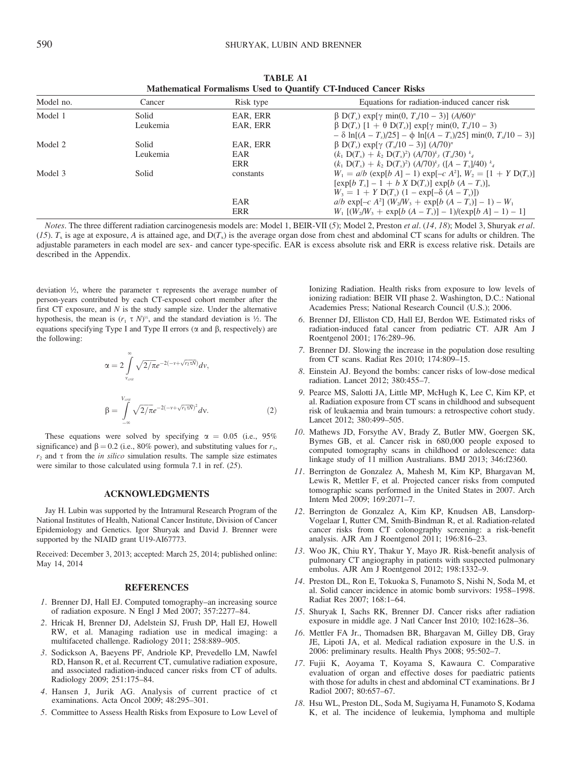**TABLE A1**
**Mathematical Formalisms Used to Quantify CT-Induced Cancer Risks**

| Model no. | Cancer | Risk type | Equations for radiation-induced cancer risk |
|---|---|---|---|
| Model 1 | Solid | EAR, ERR | $\beta\ D(T_x)\ \exp[\gamma\ \min(0, T_x/10 - 3)]\ (A/60)^{\eta}$ |
| | Leukemia | EAR, ERR | $\beta\ D(T_x)\ [1 + \theta\ D(T_x)]\ \exp[\gamma\ \min(0, T_x/10 - 3)$ $- \delta\ \ln[(A - T_x)/25] - \phi\ \ln[(A - T_x)/25]\ \min(0, T_x/10 - 3)]$ |
| Model 2 | Solid | EAR, ERR | $\beta\ D(T_x)\ \exp[\gamma\ (T_x/10 - 3)]\ (A/70)^{\eta}$ |
| | Leukemia | EAR | $(k_1\ D(T_x) + k_2\ D(T_x)^2)\ (A/70)^{k_3}\ (T_x/30)^{k_4}$ |
| | | ERR | $(k_1\ D(T_x) + k_2\ D(T_x)^2)\ (A/70)^{k_3}\ ([A - T_x]/40)^{k_4}$ |
| Model 3 | Solid | constants | $W_1 = a/b\ (\exp[b\ A] - 1)\ \exp[-c\ A^2]$, $W_2 = [1 + Y\ D(T_x)]$ $[\exp[b\ T_x] - 1 + b\ X\ D(T_x)]\ \exp[b\ (A - T_x)]$, $W_3 = 1 + Y\ D(T_x)\ (1 - \exp[-\delta\ (A - T_x)])$ |
| | | EAR | $a/b\ \exp[-c\ A^2]\ (W_2/W_3 + \exp[b\ (A - T_x)] - 1) - W_1$ |
| | | ERR | $W_1\ [(W_2/W_3 + \exp[b\ (A - T_x)] - 1)/(\exp[b\ A] - 1) - 1]$ |

*Notes*. The three different radiation carcinogenesis models are: Model 1, BEIR-VII (5); Model 2, Preston *et al*. (14, 18); Model 3, Shuryak *et al*. (15). $T_x$ is age at exposure, $A$ is attained age, and $D(T_x)$ is the average organ dose from chest and abdominal CT scans for adults or children. The adjustable parameters in each model are sex- and cancer type-specific. EAR is excess absolute risk and ERR is excess relative risk. Details are described in the Appendix.

deviation ½, where the parameter $\tau$ represents the average number of person-years contributed by each CT-exposed cohort member after the first CT exposure, and $N$ is the study sample size. Under the alternative hypothesis, the mean is $(r_1\ \tau\ N)^{½}$, and the standard deviation is ½. The equations specifying Type I and Type II errors ($\alpha$ and $\beta$, respectively) are the following:

$$\alpha = 2\int_{v_{crit}}^{\infty}\sqrt{2/\pi}e^{-2(-v+\sqrt{r_2\tau N})}dv,$$

$$\beta = \int_{-\infty}^{V_{crit}}\sqrt{2/\pi}e^{-2(-v+\sqrt{r_1\tau N})^2}dv. \quad (2)$$

These equations were solved by specifying $\alpha = 0.05$ (i.e., 95% significance) and $\beta = 0.2$ (i.e., 80% power), and substituting values for $r_1$, $r_2$ and $\tau$ from the *in silico* simulation results. The sample size estimates were similar to those calculated using formula 7.1 in ref. (25).

## ACKNOWLEDGMENTS

Jay H. Lubin was supported by the Intramural Research Program of the National Institutes of Health, National Cancer Institute, Division of Cancer Epidemiology and Genetics. Igor Shuryak and David J. Brenner were supported by the NIAID grant U19-AI67773.

Received: December 3, 2013; accepted: March 25, 2014; published online: May 14, 2014

## REFERENCES

1. Brenner DJ, Hall EJ. Computed tomography–an increasing source of radiation exposure. N Engl J Med 2007; 357:2277–84.
2. Hricak H, Brenner DJ, Adelstein SJ, Frush DP, Hall EJ, Howell RW, et al. Managing radiation use in medical imaging: a multifaceted challenge. Radiology 2011; 258:889–905.
3. Sodickson A, Baeyens PF, Andriole KP, Prevedello LM, Nawfel RD, Hanson R, et al. Recurrent CT, cumulative radiation exposure, and associated radiation-induced cancer risks from CT of adults. Radiology 2009; 251:175–84.
4. Hansen J, Jurik AG. Analysis of current practice of ct examinations. Acta Oncol 2009; 48:295–301.
5. Committee to Assess Health Risks from Exposure to Low Level of Ionizing Radiation. Health risks from exposure to low levels of ionizing radiation: BEIR VII phase 2. Washington, D.C.: National Academies Press; National Research Council (U.S.); 2006.
6. Brenner DJ, Elliston CD, Hall EJ, Berdon WE. Estimated risks of radiation-induced fatal cancer from pediatric CT. AJR Am J Roentgenol 2001; 176:289–96.
7. Brenner DJ. Slowing the increase in the population dose resulting from CT scans. Radiat Res 2010; 174:809–15.
8. Einstein AJ. Beyond the bombs: cancer risks of low-dose medical radiation. Lancet 2012; 380:455–7.
9. Pearce MS, Salotti JA, Little MP, McHugh K, Lee C, Kim KP, et al. Radiation exposure from CT scans in childhood and subsequent risk of leukaemia and brain tumours: a retrospective cohort study. Lancet 2012; 380:499–505.
10. Mathews JD, Forsythe AV, Brady Z, Butler MW, Goergen SK, Byrnes GB, et al. Cancer risk in 680,000 people exposed to computed tomography scans in childhood or adolescence: data linkage study of 11 million Australians. BMJ 2013; 346:f2360.
11. Berrington de Gonzalez A, Mahesh M, Kim KP, Bhargavan M, Lewis R, Mettler F, et al. Projected cancer risks from computed tomographic scans performed in the United States in 2007. Arch Intern Med 2009; 169:2071–7.
12. Berrington de Gonzalez A, Kim KP, Knudsen AB, Lansdorp-Vogelaar I, Rutter CM, Smith-Bindman R, et al. Radiation-related cancer risks from CT colonography screening: a risk-benefit analysis. AJR Am J Roentgenol 2011; 196:816–23.
13. Woo JK, Chiu RY, Thakur Y, Mayo JR. Risk-benefit analysis of pulmonary CT angiography in patients with suspected pulmonary embolus. AJR Am J Roentgenol 2012; 198:1332–9.
14. Preston DL, Ron E, Tokuoka S, Funamoto S, Nishi N, Soda M, et al. Solid cancer incidence in atomic bomb survivors: 1958–1998. Radiat Res 2007; 168:1–64.
15. Shuryak I, Sachs RK, Brenner DJ. Cancer risks after radiation exposure in middle age. J Natl Cancer Inst 2010; 102:1628–36.
16. Mettler FA Jr., Thomadsen BR, Bhargavan M, Gilley DB, Gray JE, Lipoti JA, et al. Medical radiation exposure in the U.S. in 2006: preliminary results. Health Phys 2008; 95:502–7.
17. Fujii K, Aoyama T, Koyama S, Kawaura C. Comparative evaluation of organ and effective doses for paediatric patients with those for adults in chest and abdominal CT examinations. Br J Radiol 2007; 80:657–67.
18. Hsu WL, Preston DL, Soda M, Sugiyama H, Funamoto S, Kodama K, et al. The incidence of leukemia, lymphoma and multiple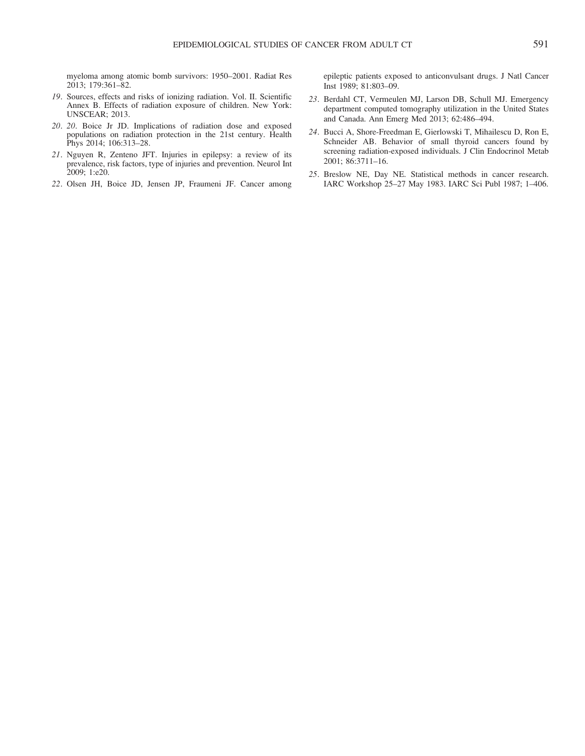myeloma among atomic bomb survivors: 1950–2001. Radiat Res 2013; 179:361–82.

19. Sources, effects and risks of ionizing radiation. Vol. II. Scientific Annex B. Effects of radiation exposure of children. New York: UNSCEAR; 2013.
20. 20. Boice Jr JD. Implications of radiation dose and exposed populations on radiation protection in the 21st century. Health Phys 2014; 106:313–28.
21. Nguyen R, Zenteno JFT. Injuries in epilepsy: a review of its prevalence, risk factors, type of injuries and prevention. Neurol Int 2009; 1:e20.
22. Olsen JH, Boice JD, Jensen JP, Fraumeni JF. Cancer among epileptic patients exposed to anticonvulsant drugs. J Natl Cancer Inst 1989; 81:803–09.
23. Berdahl CT, Vermeulen MJ, Larson DB, Schull MJ. Emergency department computed tomography utilization in the United States and Canada. Ann Emerg Med 2013; 62:486–494.
24. Bucci A, Shore-Freedman E, Gierlowski T, Mihailescu D, Ron E, Schneider AB. Behavior of small thyroid cancers found by screening radiation-exposed individuals. J Clin Endocrinol Metab 2001; 86:3711–16.
25. Breslow NE, Day NE. Statistical methods in cancer research. IARC Workshop 25–27 May 1983. IARC Sci Publ 1987; 1–406.